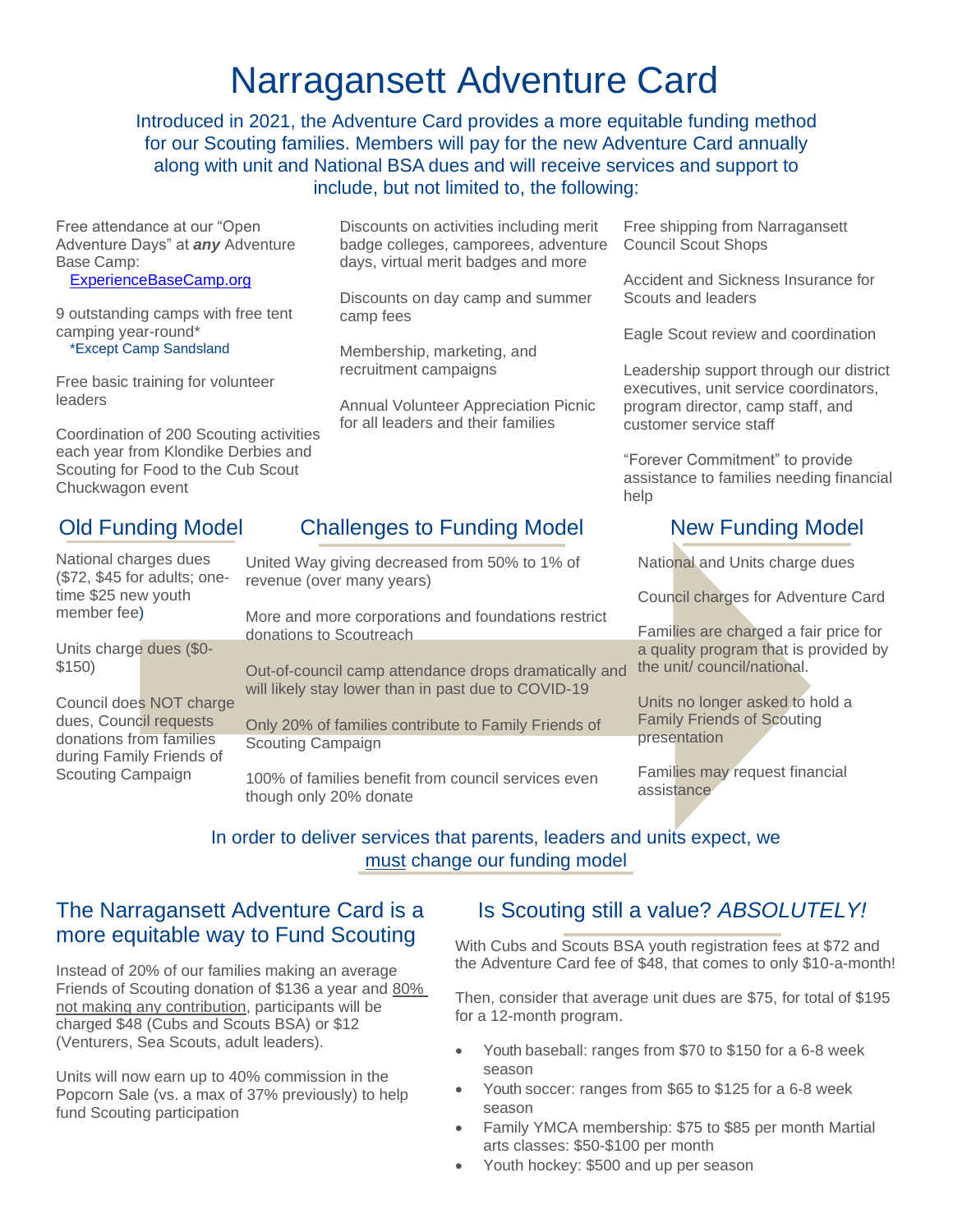# Narragansett Adventure Card

Introduced in 2021, the Adventure Card provides a more equitable funding method for our Scouting families. Members will pay for the new Adventure Card annually along with unit and National BSA dues and will receive services and support to include, but not limited to, the following:

Free attendance at our "Open Adventure Days" at ***any*** Adventure Base Camp: [ExperienceBaseCamp.org](ExperienceBaseCamp.org)

9 outstanding camps with free tent camping year-round*
*Except Camp Sandsland

Free basic training for volunteer leaders

Coordination of 200 Scouting activities each year from Klondike Derbies and Scouting for Food to the Cub Scout Chuckwagon event

Discounts on activities including merit badge colleges, camporees, adventure days, virtual merit badges and more

Discounts on day camp and summer camp fees

Membership, marketing, and recruitment campaigns

Annual Volunteer Appreciation Picnic for all leaders and their families

Free shipping from Narragansett Council Scout Shops

Accident and Sickness Insurance for Scouts and leaders

Eagle Scout review and coordination

Leadership support through our district executives, unit service coordinators, program director, camp staff, and customer service staff

"Forever Commitment" to provide assistance to families needing financial help

## Old Funding Model

National charges dues ($72, $45 for adults; one-time $25 new youth member fee)

Units charge dues ($0-$150)

Council does NOT charge dues, Council requests donations from families during Family Friends of Scouting Campaign

## Challenges to Funding Model

United Way giving decreased from 50% to 1% of revenue (over many years)

More and more corporations and foundations restrict donations to Scoutreach

Out-of-council camp attendance drops dramatically and will likely stay lower than in past due to COVID-19

Only 20% of families contribute to Family Friends of Scouting Campaign

100% of families benefit from council services even though only 20% donate

## New Funding Model

National and Units charge dues

Council charges for Adventure Card

Families are charged a fair price for a quality program that is provided by the unit/ council/national.

Units no longer asked to hold a Family Friends of Scouting presentation

Families may request financial assistance

In order to deliver services that parents, leaders and units expect, we must change our funding model

## The Narragansett Adventure Card is a more equitable way to Fund Scouting

Instead of 20% of our families making an average Friends of Scouting donation of $136 a year and 80% not making any contribution, participants will be charged $48 (Cubs and Scouts BSA) or $12 (Venturers, Sea Scouts, adult leaders).

Units will now earn up to 40% commission in the Popcorn Sale (vs. a max of 37% previously) to help fund Scouting participation

## Is Scouting still a value? *ABSOLUTELY!*

With Cubs and Scouts BSA youth registration fees at $72 and the Adventure Card fee of $48, that comes to only $10-a-month!

Then, consider that average unit dues are $75, for total of $195 for a 12-month program.

- Youth baseball: ranges from $70 to $150 for a 6-8 week season
- Youth soccer: ranges from $65 to $125 for a 6-8 week season
- Family YMCA membership: $75 to $85 per month Martial arts classes: $50-$100 per month
- Youth hockey: $500 and up per season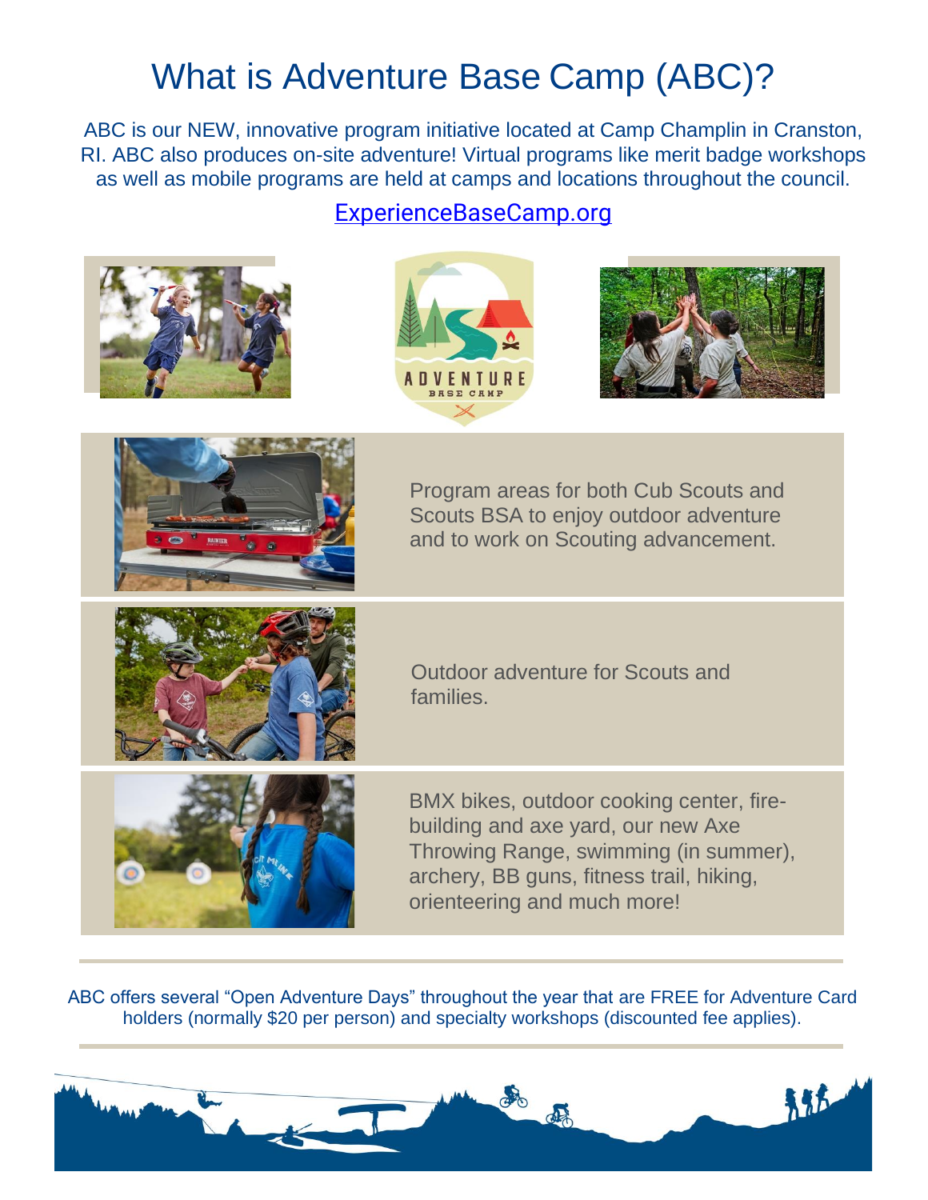# What is Adventure Base Camp (ABC)?

ABC is our NEW, innovative program initiative located at Camp Champlin in Cranston, RI. ABC also produces on-site adventure! Virtual programs like merit badge workshops as well as mobile programs are held at camps and locations throughout the council.

ExperienceBaseCamp.org

Program areas for both Cub Scouts and Scouts BSA to enjoy outdoor adventure and to work on Scouting advancement.

Outdoor adventure for Scouts and families.

BMX bikes, outdoor cooking center, fire-building and axe yard, our new Axe Throwing Range, swimming (in summer), archery, BB guns, fitness trail, hiking, orienteering and much more!

ABC offers several "Open Adventure Days" throughout the year that are FREE for Adventure Card holders (normally $20 per person) and specialty workshops (discounted fee applies).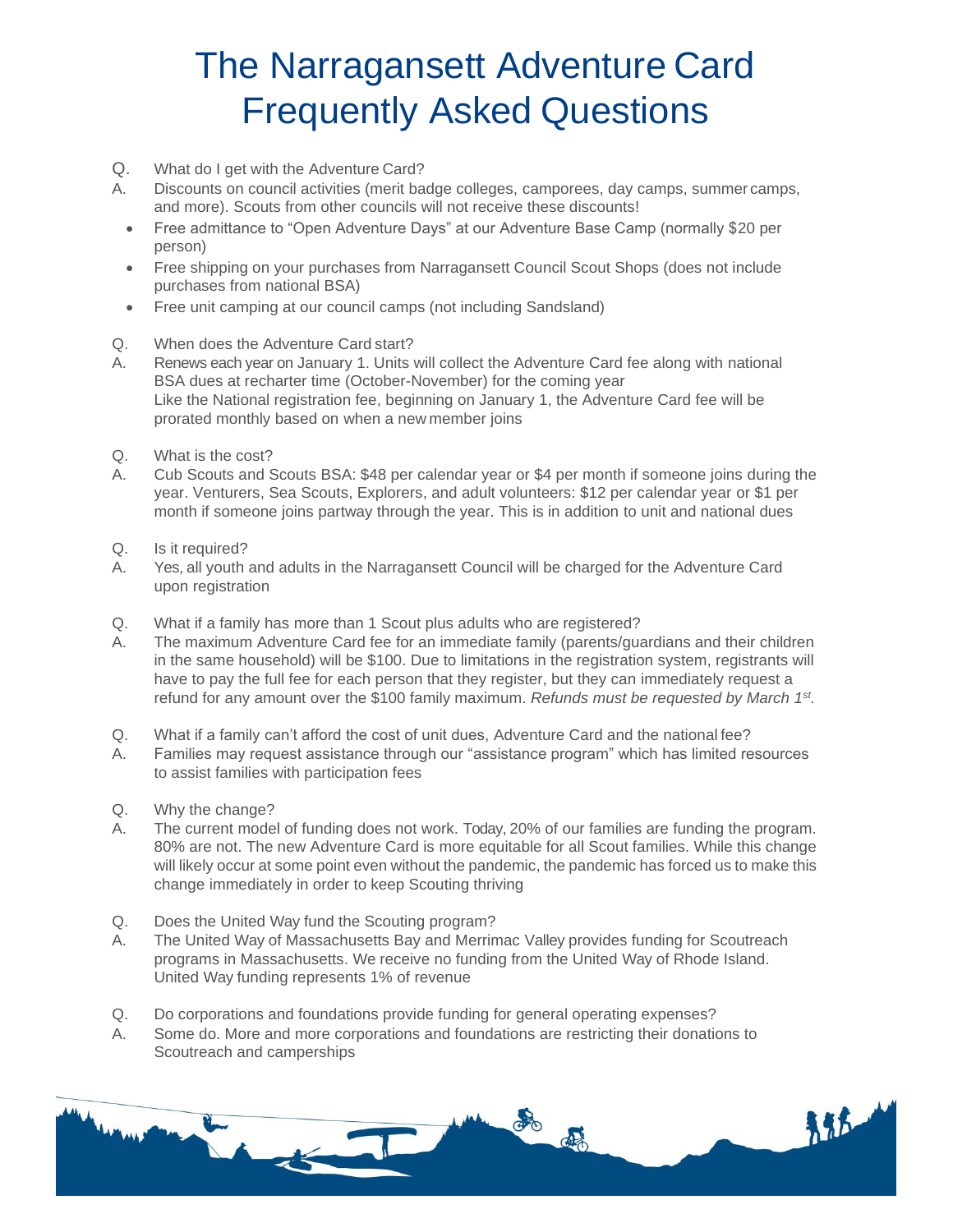# The Narragansett Adventure Card Frequently Asked Questions

Q. What do I get with the Adventure Card?

A. Discounts on council activities (merit badge colleges, camporees, day camps, summer camps, and more). Scouts from other councils will not receive these discounts!

- Free admittance to “Open Adventure Days” at our Adventure Base Camp (normally $20 per person)
- Free shipping on your purchases from Narragansett Council Scout Shops (does not include purchases from national BSA)
- Free unit camping at our council camps (not including Sandsland)

Q. When does the Adventure Card start?

A. Renews each year on January 1. Units will collect the Adventure Card fee along with national BSA dues at recharter time (October-November) for the coming year
Like the National registration fee, beginning on January 1, the Adventure Card fee will be prorated monthly based on when a new member joins

Q. What is the cost?

A. Cub Scouts and Scouts BSA: $48 per calendar year or $4 per month if someone joins during the year. Venturers, Sea Scouts, Explorers, and adult volunteers: $12 per calendar year or $1 per month if someone joins partway through the year. This is in addition to unit and national dues

Q. Is it required?

A. Yes, all youth and adults in the Narragansett Council will be charged for the Adventure Card upon registration

Q. What if a family has more than 1 Scout plus adults who are registered?

A. The maximum Adventure Card fee for an immediate family (parents/guardians and their children in the same household) will be $100. Due to limitations in the registration system, registrants will have to pay the full fee for each person that they register, but they can immediately request a refund for any amount over the $100 family maximum. *Refunds must be requested by March 1st.*

Q. What if a family can’t afford the cost of unit dues, Adventure Card and the national fee?

A. Families may request assistance through our “assistance program” which has limited resources to assist families with participation fees

Q. Why the change?

A. The current model of funding does not work. Today, 20% of our families are funding the program. 80% are not. The new Adventure Card is more equitable for all Scout families. While this change will likely occur at some point even without the pandemic, the pandemic has forced us to make this change immediately in order to keep Scouting thriving

Q. Does the United Way fund the Scouting program?

A. The United Way of Massachusetts Bay and Merrimac Valley provides funding for Scoutreach programs in Massachusetts. We receive no funding from the United Way of Rhode Island. United Way funding represents 1% of revenue

Q. Do corporations and foundations provide funding for general operating expenses?

A. Some do. More and more corporations and foundations are restricting their donations to Scoutreach and camperships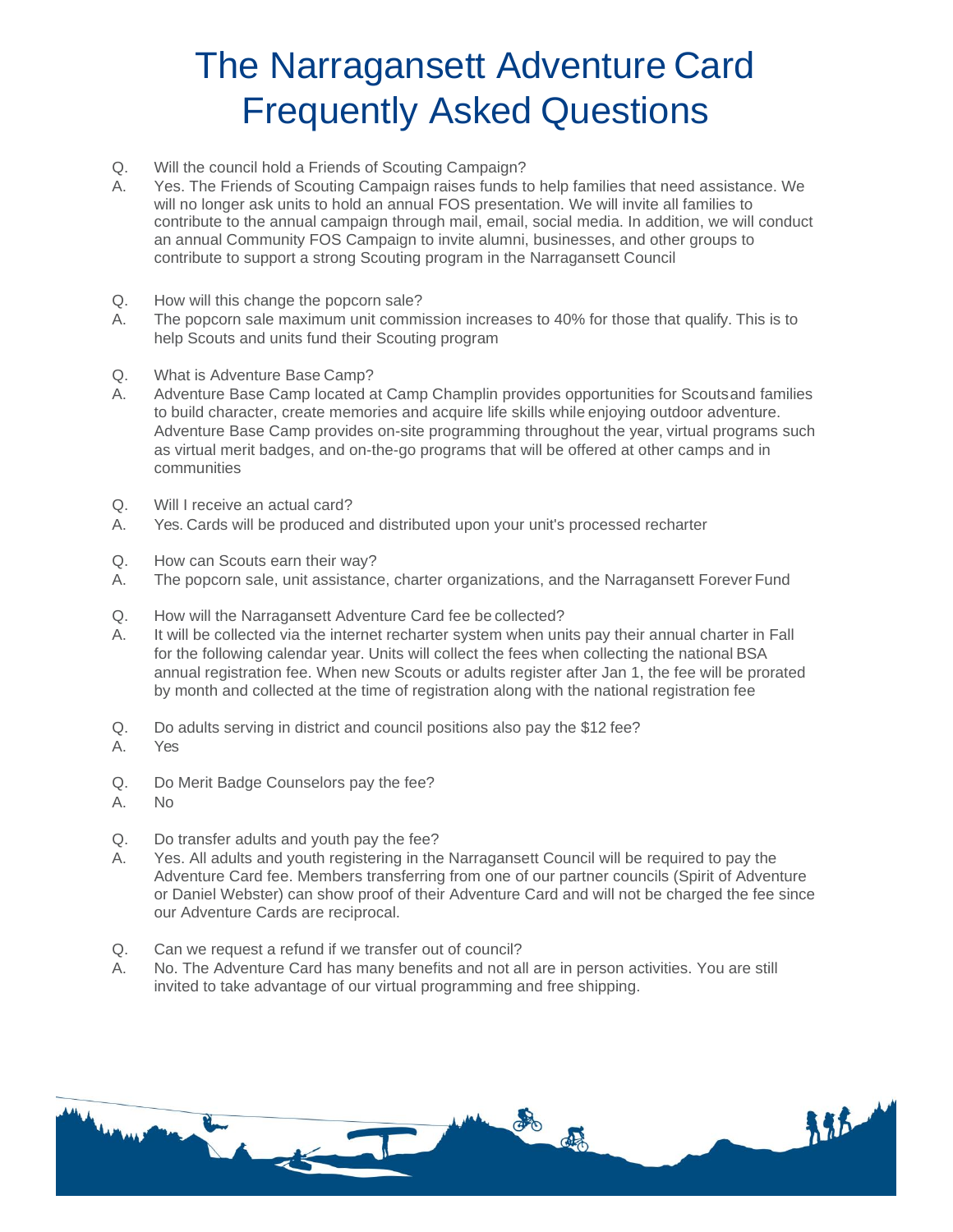# The Narragansett Adventure Card Frequently Asked Questions

Q. Will the council hold a Friends of Scouting Campaign?

A. Yes. The Friends of Scouting Campaign raises funds to help families that need assistance. We will no longer ask units to hold an annual FOS presentation. We will invite all families to contribute to the annual campaign through mail, email, social media. In addition, we will conduct an annual Community FOS Campaign to invite alumni, businesses, and other groups to contribute to support a strong Scouting program in the Narragansett Council

Q. How will this change the popcorn sale?

A. The popcorn sale maximum unit commission increases to 40% for those that qualify. This is to help Scouts and units fund their Scouting program

Q. What is Adventure Base Camp?

A. Adventure Base Camp located at Camp Champlin provides opportunities for Scouts and families to build character, create memories and acquire life skills while enjoying outdoor adventure. Adventure Base Camp provides on-site programming throughout the year, virtual programs such as virtual merit badges, and on-the-go programs that will be offered at other camps and in communities

Q. Will I receive an actual card?

A. Yes. Cards will be produced and distributed upon your unit's processed recharter

Q. How can Scouts earn their way?

A. The popcorn sale, unit assistance, charter organizations, and the Narragansett Forever Fund

Q. How will the Narragansett Adventure Card fee be collected?

A. It will be collected via the internet recharter system when units pay their annual charter in Fall for the following calendar year. Units will collect the fees when collecting the national BSA annual registration fee. When new Scouts or adults register after Jan 1, the fee will be prorated by month and collected at the time of registration along with the national registration fee

Q. Do adults serving in district and council positions also pay the $12 fee?

A. Yes

Q. Do Merit Badge Counselors pay the fee?

A. No

Q. Do transfer adults and youth pay the fee?

A. Yes. All adults and youth registering in the Narragansett Council will be required to pay the Adventure Card fee. Members transferring from one of our partner councils (Spirit of Adventure or Daniel Webster) can show proof of their Adventure Card and will not be charged the fee since our Adventure Cards are reciprocal.

Q. Can we request a refund if we transfer out of council?

A. No. The Adventure Card has many benefits and not all are in person activities. You are still invited to take advantage of our virtual programming and free shipping.